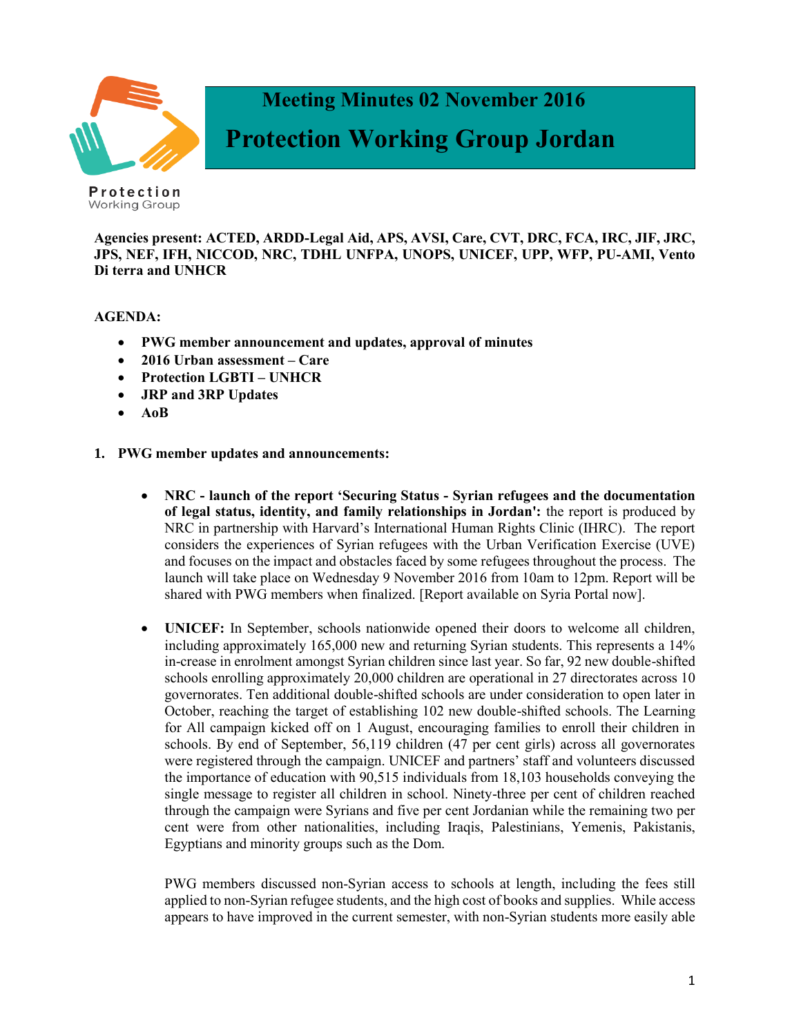# Meeting Minutes 02 November 2016

# Protection Working Group Jordan

Protection Working Group

**Agencies present: ACTED, ARDD-Legal Aid, APS, AVSI, Care, CVT, DRC, FCA, IRC, JIF, JRC, JPS, NEF, IFH, NICCOD, NRC, TDHL UNFPA, UNOPS, UNICEF, UPP, WFP, PU-AMI, Vento Di terra and UNHCR**

**AGENDA:**

- **PWG member announcement and updates, approval of minutes**
- **2016 Urban assessment – Care**
- **Protection LGBTI – UNHCR**
- **JRP and 3RP Updates**
- **AoB**

**1. PWG member updates and announcements:**

- **NRC - launch of the report 'Securing Status - Syrian refugees and the documentation of legal status, identity, and family relationships in Jordan':** the report is produced by NRC in partnership with Harvard's International Human Rights Clinic (IHRC). The report considers the experiences of Syrian refugees with the Urban Verification Exercise (UVE) and focuses on the impact and obstacles faced by some refugees throughout the process. The launch will take place on Wednesday 9 November 2016 from 10am to 12pm. Report will be shared with PWG members when finalized. [Report available on Syria Portal now].

- **UNICEF:** In September, schools nationwide opened their doors to welcome all children, including approximately 165,000 new and returning Syrian students. This represents a 14% in-crease in enrolment amongst Syrian children since last year. So far, 92 new double-shifted schools enrolling approximately 20,000 children are operational in 27 directorates across 10 governorates. Ten additional double-shifted schools are under consideration to open later in October, reaching the target of establishing 102 new double-shifted schools. The Learning for All campaign kicked off on 1 August, encouraging families to enroll their children in schools. By end of September, 56,119 children (47 per cent girls) across all governorates were registered through the campaign. UNICEF and partners' staff and volunteers discussed the importance of education with 90,515 individuals from 18,103 households conveying the single message to register all children in school. Ninety-three per cent of children reached through the campaign were Syrians and five per cent Jordanian while the remaining two per cent were from other nationalities, including Iraqis, Palestinians, Yemenis, Pakistanis, Egyptians and minority groups such as the Dom.

  PWG members discussed non-Syrian access to schools at length, including the fees still applied to non-Syrian refugee students, and the high cost of books and supplies. While access appears to have improved in the current semester, with non-Syrian students more easily able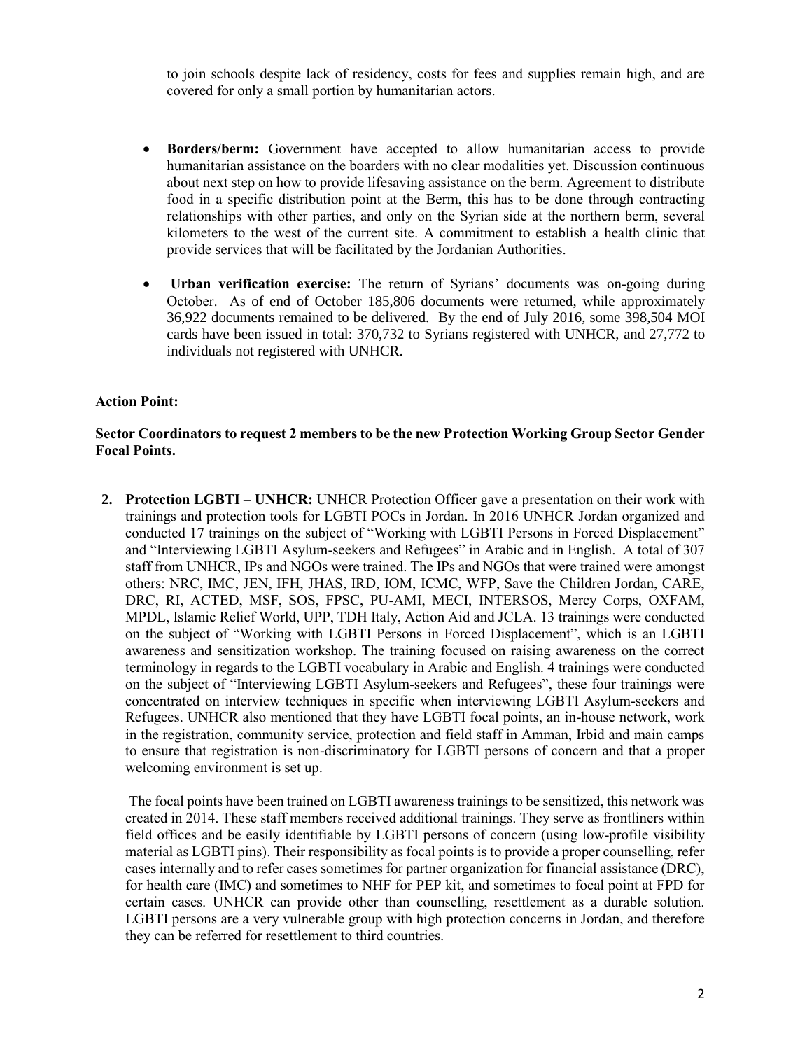to join schools despite lack of residency, costs for fees and supplies remain high, and are covered for only a small portion by humanitarian actors.

- **Borders/berm:** Government have accepted to allow humanitarian access to provide humanitarian assistance on the boarders with no clear modalities yet. Discussion continuous about next step on how to provide lifesaving assistance on the berm. Agreement to distribute food in a specific distribution point at the Berm, this has to be done through contracting relationships with other parties, and only on the Syrian side at the northern berm, several kilometers to the west of the current site. A commitment to establish a health clinic that provide services that will be facilitated by the Jordanian Authorities.

- **Urban verification exercise:** The return of Syrians' documents was on-going during October. As of end of October 185,806 documents were returned, while approximately 36,922 documents remained to be delivered. By the end of July 2016, some 398,504 MOI cards have been issued in total: 370,732 to Syrians registered with UNHCR, and 27,772 to individuals not registered with UNHCR.

**Action Point:**

**Sector Coordinators to request 2 members to be the new Protection Working Group Sector Gender Focal Points.**

2. **Protection LGBTI – UNHCR:** UNHCR Protection Officer gave a presentation on their work with trainings and protection tools for LGBTI POCs in Jordan. In 2016 UNHCR Jordan organized and conducted 17 trainings on the subject of "Working with LGBTI Persons in Forced Displacement" and "Interviewing LGBTI Asylum-seekers and Refugees" in Arabic and in English. A total of 307 staff from UNHCR, IPs and NGOs were trained. The IPs and NGOs that were trained were amongst others: NRC, IMC, JEN, IFH, JHAS, IRD, IOM, ICMC, WFP, Save the Children Jordan, CARE, DRC, RI, ACTED, MSF, SOS, FPSC, PU-AMI, MECI, INTERSOS, Mercy Corps, OXFAM, MPDL, Islamic Relief World, UPP, TDH Italy, Action Aid and JCLA. 13 trainings were conducted on the subject of "Working with LGBTI Persons in Forced Displacement", which is an LGBTI awareness and sensitization workshop. The training focused on raising awareness on the correct terminology in regards to the LGBTI vocabulary in Arabic and English. 4 trainings were conducted on the subject of "Interviewing LGBTI Asylum-seekers and Refugees", these four trainings were concentrated on interview techniques in specific when interviewing LGBTI Asylum-seekers and Refugees. UNHCR also mentioned that they have LGBTI focal points, an in-house network, work in the registration, community service, protection and field staff in Amman, Irbid and main camps to ensure that registration is non-discriminatory for LGBTI persons of concern and that a proper welcoming environment is set up.

   The focal points have been trained on LGBTI awareness trainings to be sensitized, this network was created in 2014. These staff members received additional trainings. They serve as frontliners within field offices and be easily identifiable by LGBTI persons of concern (using low-profile visibility material as LGBTI pins). Their responsibility as focal points is to provide a proper counselling, refer cases internally and to refer cases sometimes for partner organization for financial assistance (DRC), for health care (IMC) and sometimes to NHF for PEP kit, and sometimes to focal point at FPD for certain cases. UNHCR can provide other than counselling, resettlement as a durable solution. LGBTI persons are a very vulnerable group with high protection concerns in Jordan, and therefore they can be referred for resettlement to third countries.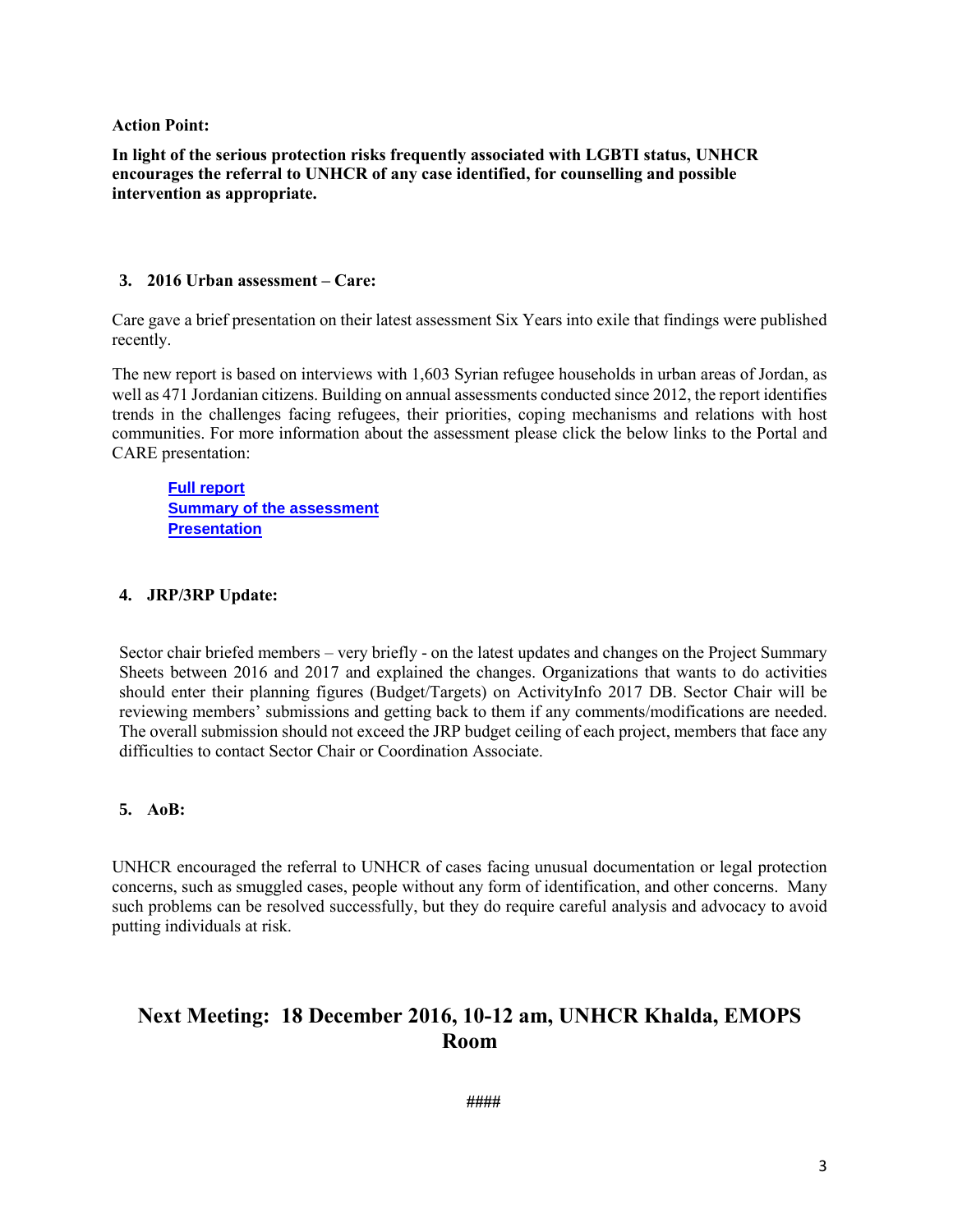**Action Point:**

**In light of the serious protection risks frequently associated with LGBTI status, UNHCR encourages the referral to UNHCR of any case identified, for counselling and possible intervention as appropriate.**

### 3. 2016 Urban assessment – Care:

Care gave a brief presentation on their latest assessment Six Years into exile that findings were published recently.

The new report is based on interviews with 1,603 Syrian refugee households in urban areas of Jordan, as well as 471 Jordanian citizens. Building on annual assessments conducted since 2012, the report identifies trends in the challenges facing refugees, their priorities, coping mechanisms and relations with host communities. For more information about the assessment please click the below links to the Portal and CARE presentation:

**Full report**
**Summary of the assessment**
**Presentation**

### 4. JRP/3RP Update:

Sector chair briefed members – very briefly - on the latest updates and changes on the Project Summary Sheets between 2016 and 2017 and explained the changes. Organizations that wants to do activities should enter their planning figures (Budget/Targets) on ActivityInfo 2017 DB. Sector Chair will be reviewing members' submissions and getting back to them if any comments/modifications are needed. The overall submission should not exceed the JRP budget ceiling of each project, members that face any difficulties to contact Sector Chair or Coordination Associate.

### 5. AoB:

UNHCR encouraged the referral to UNHCR of cases facing unusual documentation or legal protection concerns, such as smuggled cases, people without any form of identification, and other concerns. Many such problems can be resolved successfully, but they do require careful analysis and advocacy to avoid putting individuals at risk.

## Next Meeting: 18 December 2016, 10-12 am, UNHCR Khalda, EMOPS Room

####